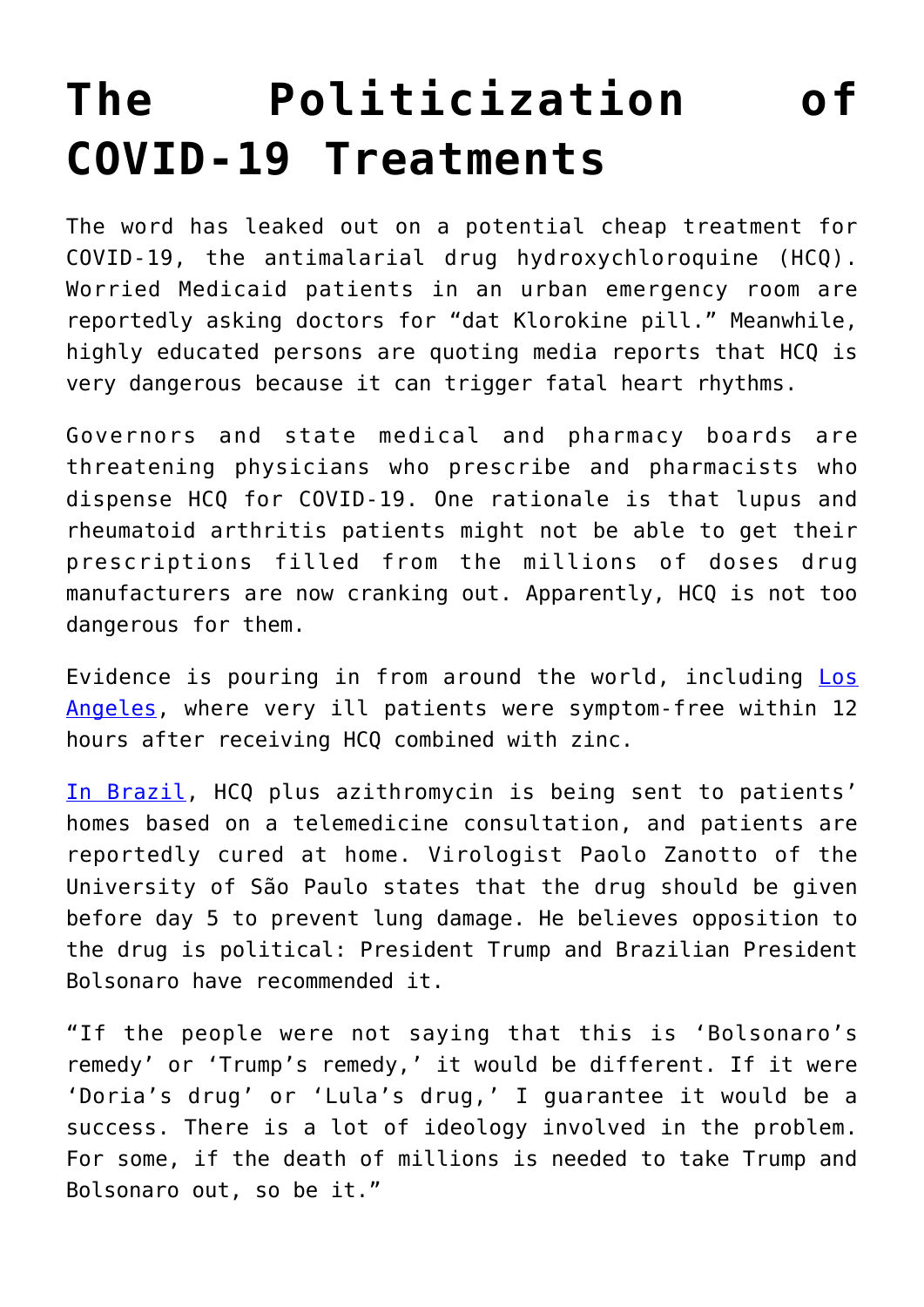# The Politicization of COVID-19 Treatments

The word has leaked out on a potential cheap treatment for COVID-19, the antimalarial drug hydroxychloroquine (HCQ). Worried Medicaid patients in an urban emergency room are reportedly asking doctors for "dat Klorokine pill." Meanwhile, highly educated persons are quoting media reports that HCQ is very dangerous because it can trigger fatal heart rhythms.

Governors and state medical and pharmacy boards are threatening physicians who prescribe and pharmacists who dispense HCQ for COVID-19. One rationale is that lupus and rheumatoid arthritis patients might not be able to get their prescriptions filled from the millions of doses drug manufacturers are now cranking out. Apparently, HCQ is not too dangerous for them.

Evidence is pouring in from around the world, including Los Angeles, where very ill patients were symptom-free within 12 hours after receiving HCQ combined with zinc.

In Brazil, HCQ plus azithromycin is being sent to patients' homes based on a telemedicine consultation, and patients are reportedly cured at home. Virologist Paolo Zanotto of the University of São Paulo states that the drug should be given before day 5 to prevent lung damage. He believes opposition to the drug is political: President Trump and Brazilian President Bolsonaro have recommended it.

"If the people were not saying that this is 'Bolsonaro's remedy' or 'Trump's remedy,' it would be different. If it were 'Doria's drug' or 'Lula's drug,' I guarantee it would be a success. There is a lot of ideology involved in the problem. For some, if the death of millions is needed to take Trump and Bolsonaro out, so be it."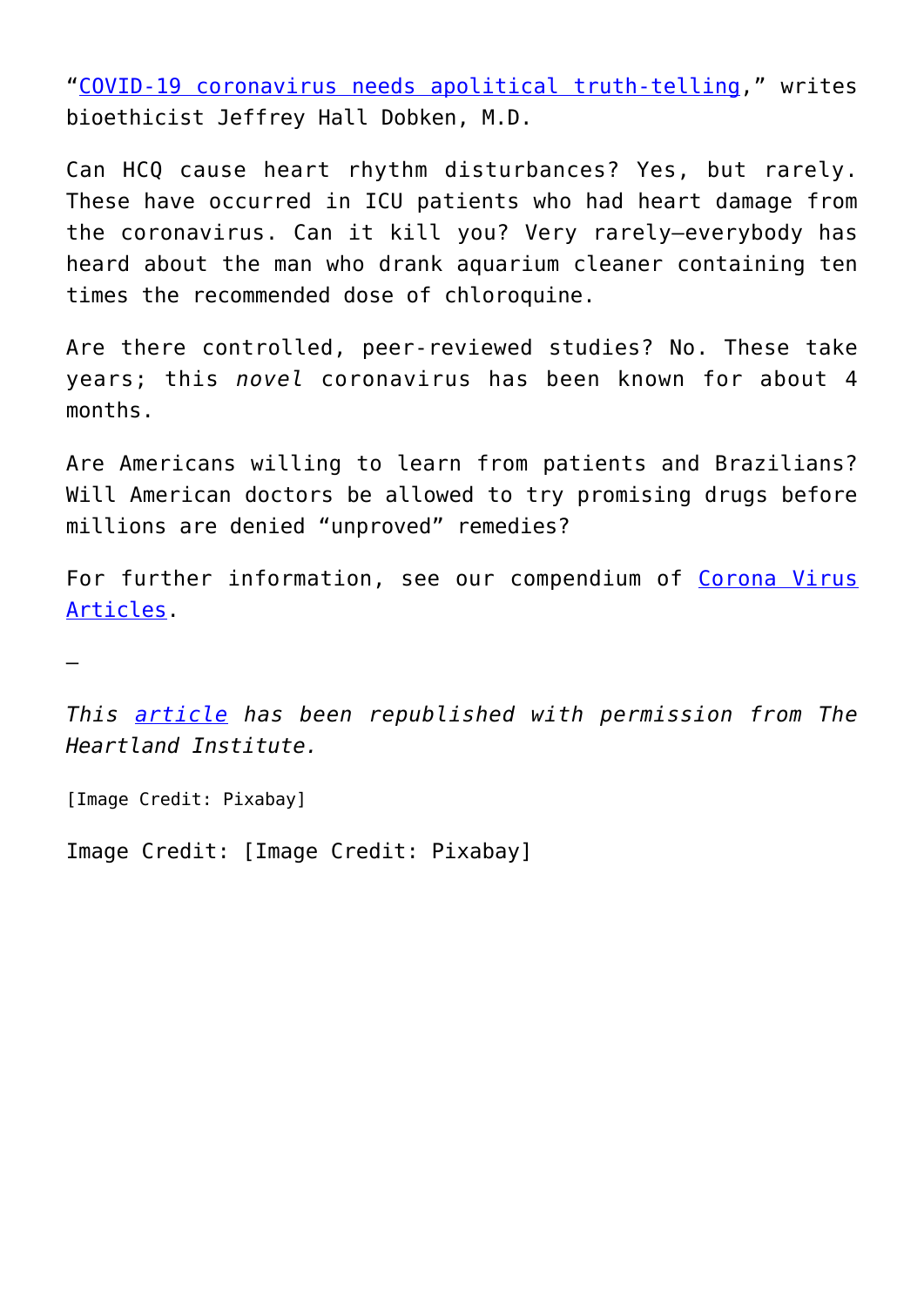"COVID-19 coronavirus needs apolitical truth-telling," writes bioethicist Jeffrey Hall Dobken, M.D.

Can HCQ cause heart rhythm disturbances? Yes, but rarely. These have occurred in ICU patients who had heart damage from the coronavirus. Can it kill you? Very rarely—everybody has heard about the man who drank aquarium cleaner containing ten times the recommended dose of chloroquine.

Are there controlled, peer-reviewed studies? No. These take years; this *novel* coronavirus has been known for about 4 months.

Are Americans willing to learn from patients and Brazilians? Will American doctors be allowed to try promising drugs before millions are denied "unproved" remedies?

For further information, see our compendium of Corona Virus Articles.

—

*This article has been republished with permission from The Heartland Institute.*

[Image Credit: Pixabay]

Image Credit: [Image Credit: Pixabay]